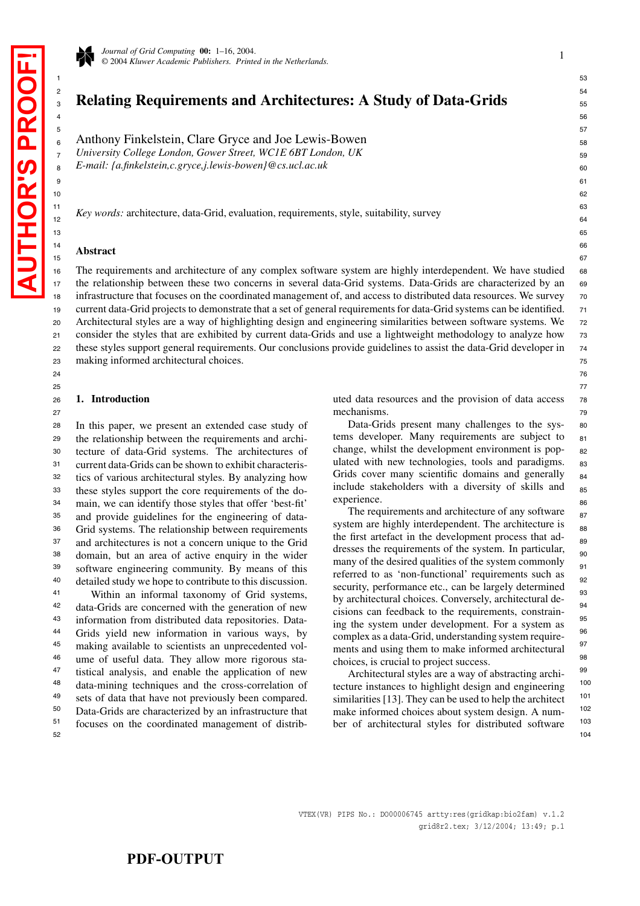# Relating Requirements and Architectures: A Study of Data-Grids

Anthony Finkelstein, Clare Gryce and Joe Lewis-Bowen

*University College London, Gower Street, WC1E 6BT London, UK*

*E-mail: {a.finkelstein,c.gryce,j.lewis-bowen}@cs.ucl.ac.uk*

*Key words:* architecture, data-Grid, evaluation, requirements, style, suitability, survey

## Abstract

The requirements and architecture of any complex software system are highly interdependent. We have studied the relationship between these two concerns in several data-Grid systems. Data-Grids are characterized by an infrastructure that focuses on the coordinated management of, and access to distributed data resources. We survey current data-Grid projects to demonstrate that a set of general requirements for data-Grid systems can be identified. Architectural styles are a way of highlighting design and engineering similarities between software systems. We consider the styles that are exhibited by current data-Grids and use a lightweight methodology to analyze how these styles support general requirements. Our conclusions provide guidelines to assist the data-Grid developer in making informed architectural choices.

## 1. Introduction

In this paper, we present an extended case study of the relationship between the requirements and architecture of data-Grid systems. The architectures of current data-Grids can be shown to exhibit characteristics of various architectural styles. By analyzing how these styles support the core requirements of the domain, we can identify those styles that offer 'best-fit' and provide guidelines for the engineering of data-Grid systems. The relationship between requirements and architectures is not a concern unique to the Grid domain, but an area of active enquiry in the wider software engineering community. By means of this detailed study we hope to contribute to this discussion.

Within an informal taxonomy of Grid systems, data-Grids are concerned with the generation of new information from distributed data repositories. Data-Grids yield new information in various ways, by making available to scientists an unprecedented volume of useful data. They allow more rigorous statistical analysis, and enable the application of new data-mining techniques and the cross-correlation of sets of data that have not previously been compared. Data-Grids are characterized by an infrastructure that focuses on the coordinated management of distributed data resources and the provision of data access mechanisms.

Data-Grids present many challenges to the systems developer. Many requirements are subject to change, whilst the development environment is populated with new technologies, tools and paradigms. Grids cover many scientific domains and generally include stakeholders with a diversity of skills and experience.

The requirements and architecture of any software system are highly interdependent. The architecture is the first artefact in the development process that addresses the requirements of the system. In particular, many of the desired qualities of the system commonly referred to as 'non-functional' requirements such as security, performance etc., can be largely determined by architectural choices. Conversely, architectural decisions can feedback to the requirements, constraining the system under development. For a system as complex as a data-Grid, understanding system requirements and using them to make informed architectural choices, is crucial to project success.

Architectural styles are a way of abstracting architecture instances to highlight design and engineering similarities [13]. They can be used to help the architect make informed choices about system design. A number of architectural styles for distributed software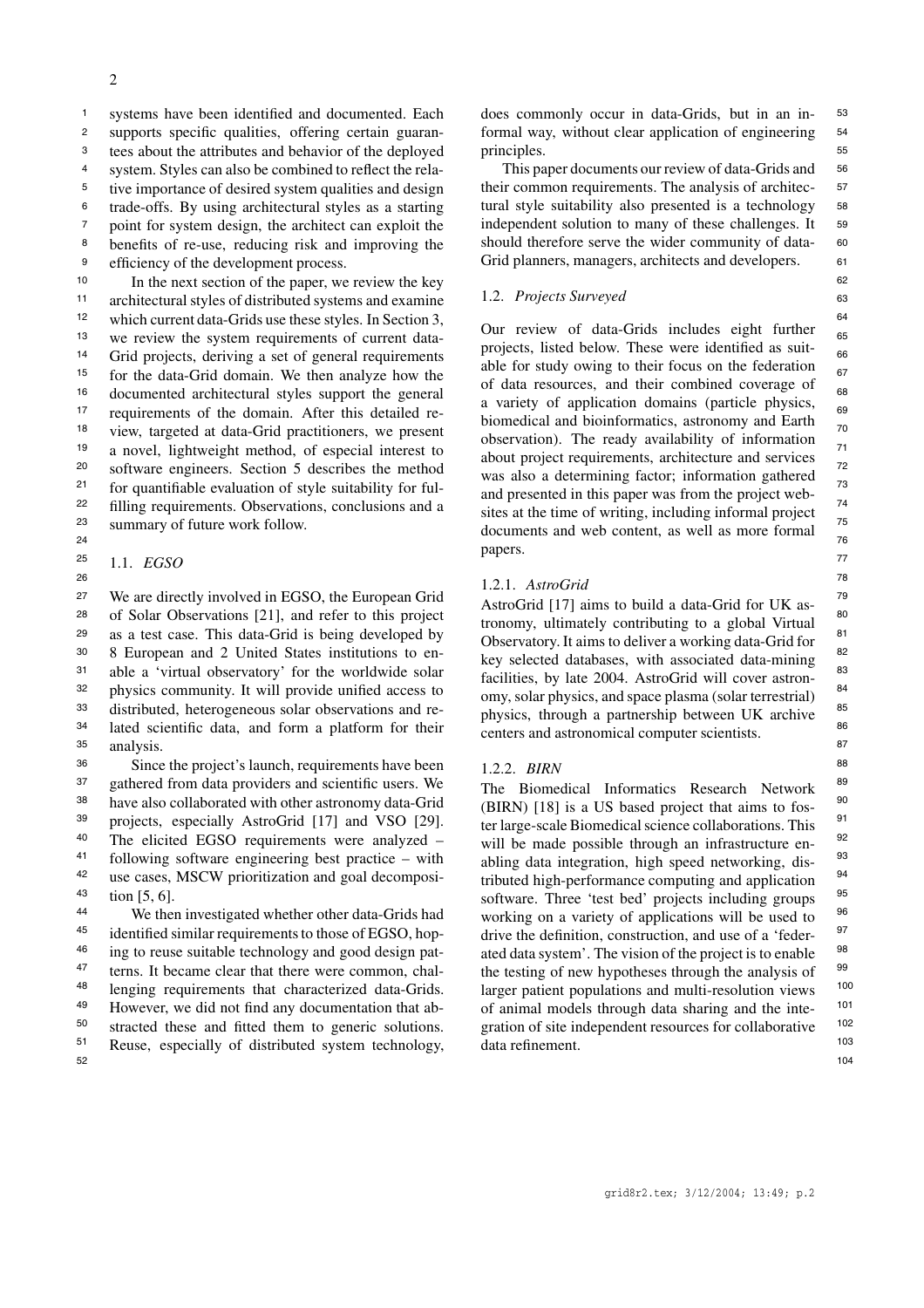systems have been identified and documented. Each supports specific qualities, offering certain guarantees about the attributes and behavior of the deployed system. Styles can also be combined to reflect the relative importance of desired system qualities and design trade-offs. By using architectural styles as a starting point for system design, the architect can exploit the benefits of re-use, reducing risk and improving the efficiency of the development process.

In the next section of the paper, we review the key architectural styles of distributed systems and examine which current data-Grids use these styles. In Section 3, we review the system requirements of current data-Grid projects, deriving a set of general requirements for the data-Grid domain. We then analyze how the documented architectural styles support the general requirements of the domain. After this detailed review, targeted at data-Grid practitioners, we present a novel, lightweight method, of especial interest to software engineers. Section 5 describes the method for quantifiable evaluation of style suitability for fulfilling requirements. Observations, conclusions and a summary of future work follow.

### 1.1. *EGSO*

We are directly involved in EGSO, the European Grid of Solar Observations [21], and refer to this project as a test case. This data-Grid is being developed by 8 European and 2 United States institutions to enable a 'virtual observatory' for the worldwide solar physics community. It will provide unified access to distributed, heterogeneous solar observations and related scientific data, and form a platform for their analysis.

Since the project's launch, requirements have been gathered from data providers and scientific users. We have also collaborated with other astronomy data-Grid projects, especially AstroGrid [17] and VSO [29]. The elicited EGSO requirements were analyzed – following software engineering best practice – with use cases, MSCW prioritization and goal decomposition [5, 6].

We then investigated whether other data-Grids had identified similar requirements to those of EGSO, hoping to reuse suitable technology and good design patterns. It became clear that there were common, challenging requirements that characterized data-Grids. However, we did not find any documentation that abstracted these and fitted them to generic solutions. Reuse, especially of distributed system technology, does commonly occur in data-Grids, but in an informal way, without clear application of engineering principles.

This paper documents our review of data-Grids and their common requirements. The analysis of architectural style suitability also presented is a technology independent solution to many of these challenges. It should therefore serve the wider community of data-Grid planners, managers, architects and developers.

### 1.2. *Projects Surveyed*

Our review of data-Grids includes eight further projects, listed below. These were identified as suitable for study owing to their focus on the federation of data resources, and their combined coverage of a variety of application domains (particle physics, biomedical and bioinformatics, astronomy and Earth observation). The ready availability of information about project requirements, architecture and services was also a determining factor; information gathered and presented in this paper was from the project websites at the time of writing, including informal project documents and web content, as well as more formal papers.

#### 1.2.1. *AstroGrid*

AstroGrid [17] aims to build a data-Grid for UK astronomy, ultimately contributing to a global Virtual Observatory. It aims to deliver a working data-Grid for key selected databases, with associated data-mining facilities, by late 2004. AstroGrid will cover astronomy, solar physics, and space plasma (solar terrestrial) physics, through a partnership between UK archive centers and astronomical computer scientists.

#### 1.2.2. *BIRN*

The Biomedical Informatics Research Network (BIRN) [18] is a US based project that aims to foster large-scale Biomedical science collaborations. This will be made possible through an infrastructure enabling data integration, high speed networking, distributed high-performance computing and application software. Three 'test bed' projects including groups working on a variety of applications will be used to drive the definition, construction, and use of a 'federated data system'. The vision of the project is to enable the testing of new hypotheses through the analysis of larger patient populations and multi-resolution views of animal models through data sharing and the integration of site independent resources for collaborative data refinement.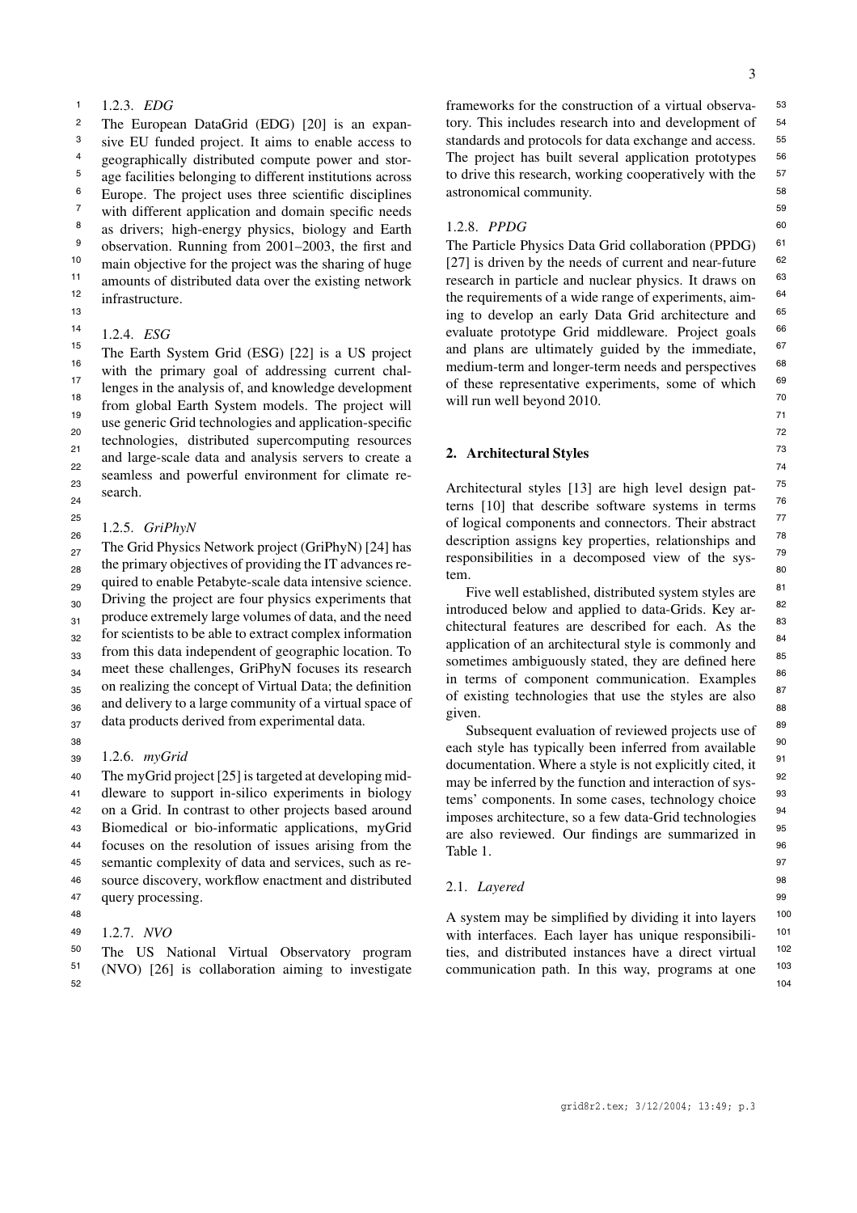#### 1.2.3. *EDG*

The European DataGrid (EDG) [20] is an expansive EU funded project. It aims to enable access to geographically distributed compute power and storage facilities belonging to different institutions across Europe. The project uses three scientific disciplines with different application and domain specific needs as drivers; high-energy physics, biology and Earth observation. Running from 2001–2003, the first and main objective for the project was the sharing of huge amounts of distributed data over the existing network infrastructure.

#### 1.2.4. *ESG*

The Earth System Grid (ESG) [22] is a US project with the primary goal of addressing current challenges in the analysis of, and knowledge development from global Earth System models. The project will use generic Grid technologies and application-specific technologies, distributed supercomputing resources and large-scale data and analysis servers to create a seamless and powerful environment for climate research.

#### 1.2.5. *GriPhyN*

The Grid Physics Network project (GriPhyN) [24] has the primary objectives of providing the IT advances required to enable Petabyte-scale data intensive science. Driving the project are four physics experiments that produce extremely large volumes of data, and the need for scientists to be able to extract complex information from this data independent of geographic location. To meet these challenges, GriPhyN focuses its research on realizing the concept of Virtual Data; the definition and delivery to a large community of a virtual space of data products derived from experimental data.

#### 1.2.6. *myGrid*

The myGrid project [25] is targeted at developing middleware to support in-silico experiments in biology on a Grid. In contrast to other projects based around Biomedical or bio-informatic applications, myGrid focuses on the resolution of issues arising from the semantic complexity of data and services, such as resource discovery, workflow enactment and distributed query processing.

#### 1.2.7. *NVO*

The US National Virtual Observatory program (NVO) [26] is collaboration aiming to investigate frameworks for the construction of a virtual observatory. This includes research into and development of standards and protocols for data exchange and access. The project has built several application prototypes to drive this research, working cooperatively with the astronomical community.

#### 1.2.8. *PPDG*

The Particle Physics Data Grid collaboration (PPDG) [27] is driven by the needs of current and near-future research in particle and nuclear physics. It draws on the requirements of a wide range of experiments, aiming to develop an early Data Grid architecture and evaluate prototype Grid middleware. Project goals and plans are ultimately guided by the immediate, medium-term and longer-term needs and perspectives of these representative experiments, some of which will run well beyond 2010.

## 2. Architectural Styles

Architectural styles [13] are high level design patterns [10] that describe software systems in terms of logical components and connectors. Their abstract description assigns key properties, relationships and responsibilities in a decomposed view of the system.

Five well established, distributed system styles are introduced below and applied to data-Grids. Key architectural features are described for each. As the application of an architectural style is commonly and sometimes ambiguously stated, they are defined here in terms of component communication. Examples of existing technologies that use the styles are also given.

Subsequent evaluation of reviewed projects use of each style has typically been inferred from available documentation. Where a style is not explicitly cited, it may be inferred by the function and interaction of systems' components. In some cases, technology choice imposes architecture, so a few data-Grid technologies are also reviewed. Our findings are summarized in Table 1.

### 2.1. *Layered*

A system may be simplified by dividing it into layers with interfaces. Each layer has unique responsibilities, and distributed instances have a direct virtual communication path. In this way, programs at one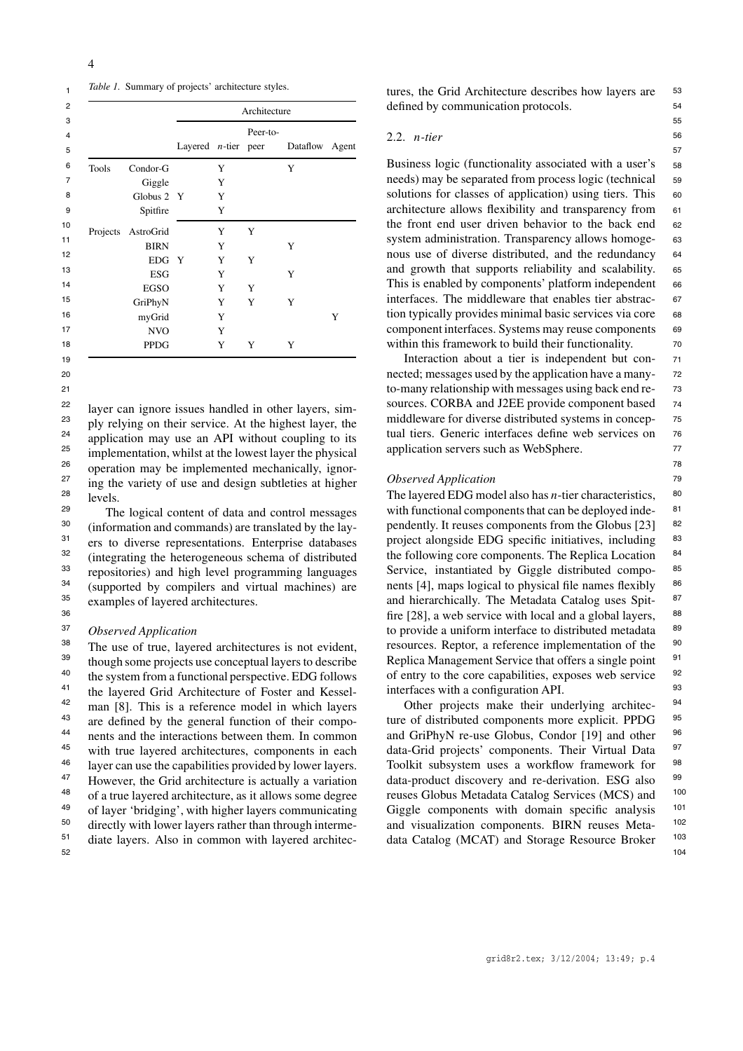*Table 1.* Summary of projects' architecture styles.

| | | Architecture | | | | |
|---|---|---|---|---|---|---|
| | | Layered | *n*-tier | Peer-to-peer | Dataflow | Agent |
| Tools | Condor-G | | Y | | Y | |
| | Giggle | | Y | | | |
| | Globus 2 | Y | Y | | | |
| | Spitfire | | Y | | | |
| Projects | AstroGrid | | Y | Y | | |
| | BIRN | | Y | | Y | |
| | EDG | Y | Y | Y | | |
| | ESG | | Y | | Y | |
| | EGSO | | Y | Y | | |
| | GriPhyN | | Y | Y | Y | |
| | myGrid | | Y | | | Y |
| | NVO | | Y | | | |
| | PPDG | | Y | Y | Y | |

layer can ignore issues handled in other layers, simply relying on their service. At the highest layer, the application may use an API without coupling to its implementation, whilst at the lowest layer the physical operation may be implemented mechanically, ignoring the variety of use and design subtleties at higher levels.

The logical content of data and control messages (information and commands) are translated by the layers to diverse representations. Enterprise databases (integrating the heterogeneous schema of distributed repositories) and high level programming languages (supported by compilers and virtual machines) are examples of layered architectures.

*Observed Application*

The use of true, layered architectures is not evident, though some projects use conceptual layers to describe the system from a functional perspective. EDG follows the layered Grid Architecture of Foster and Kesselman [8]. This is a reference model in which layers are defined by the general function of their components and the interactions between them. In common with true layered architectures, components in each layer can use the capabilities provided by lower layers. However, the Grid architecture is actually a variation of a true layered architecture, as it allows some degree of layer 'bridging', with higher layers communicating directly with lower layers rather than through intermediate layers. Also in common with layered architectures, the Grid Architecture describes how layers are defined by communication protocols.

## 2.2. *n-tier*

Business logic (functionality associated with a user's needs) may be separated from process logic (technical solutions for classes of application) using tiers. This architecture allows flexibility and transparency from the front end user driven behavior to the back end system administration. Transparency allows homogenous use of diverse distributed, and the redundancy and growth that supports reliability and scalability. This is enabled by components' platform independent interfaces. The middleware that enables tier abstraction typically provides minimal basic services via core component interfaces. Systems may reuse components within this framework to build their functionality.

Interaction about a tier is independent but connected; messages used by the application have a many-to-many relationship with messages using back end resources. CORBA and J2EE provide component based middleware for diverse distributed systems in conceptual tiers. Generic interfaces define web services on application servers such as WebSphere.

*Observed Application*

The layered EDG model also has *n*-tier characteristics, with functional components that can be deployed independently. It reuses components from the Globus [23] project alongside EDG specific initiatives, including the following core components. The Replica Location Service, instantiated by Giggle distributed components [4], maps logical to physical file names flexibly and hierarchically. The Metadata Catalog uses Spitfire [28], a web service with local and a global layers, to provide a uniform interface to distributed metadata resources. Reptor, a reference implementation of the Replica Management Service that offers a single point of entry to the core capabilities, exposes web service interfaces with a configuration API.

Other projects make their underlying architecture of distributed components more explicit. PPDG and GriPhyN re-use Globus, Condor [19] and other data-Grid projects' components. Their Virtual Data Toolkit subsystem uses a workflow framework for data-product discovery and re-derivation. ESG also reuses Globus Metadata Catalog Services (MCS) and Giggle components with domain specific analysis and visualization components. BIRN reuses Metadata Catalog (MCAT) and Storage Resource Broker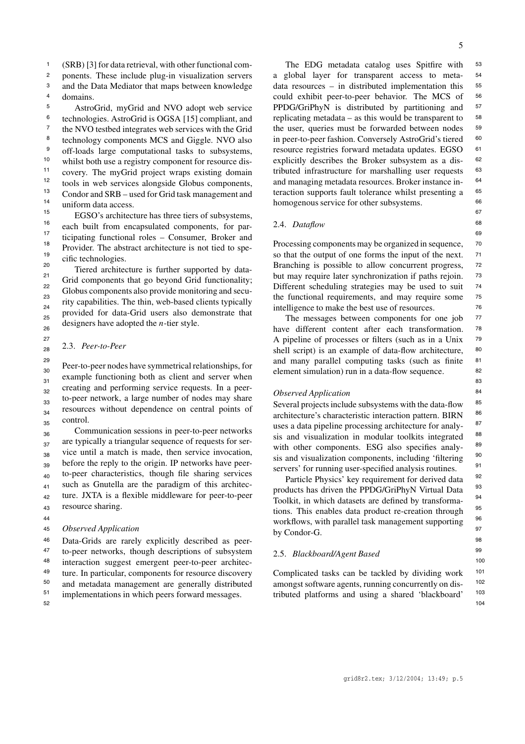(SRB) [3] for data retrieval, with other functional components. These include plug-in visualization servers and the Data Mediator that maps between knowledge domains.

AstroGrid, myGrid and NVO adopt web service technologies. AstroGrid is OGSA [15] compliant, and the NVO testbed integrates web services with the Grid technology components MCS and Giggle. NVO also off-loads large computational tasks to subsystems, whilst both use a registry component for resource discovery. The myGrid project wraps existing domain tools in web services alongside Globus components, Condor and SRB – used for Grid task management and uniform data access.

EGSO's architecture has three tiers of subsystems, each built from encapsulated components, for participating functional roles – Consumer, Broker and Provider. The abstract architecture is not tied to specific technologies.

Tiered architecture is further supported by data-Grid components that go beyond Grid functionality; Globus components also provide monitoring and security capabilities. The thin, web-based clients typically provided for data-Grid users also demonstrate that designers have adopted the *n*-tier style.

### 2.3. *Peer-to-Peer*

Peer-to-peer nodes have symmetrical relationships, for example functioning both as client and server when creating and performing service requests. In a peer-to-peer network, a large number of nodes may share resources without dependence on central points of control.

Communication sessions in peer-to-peer networks are typically a triangular sequence of requests for service until a match is made, then service invocation, before the reply to the origin. IP networks have peer-to-peer characteristics, though file sharing services such as Gnutella are the paradigm of this architecture. JXTA is a flexible middleware for peer-to-peer resource sharing.

#### *Observed Application*

Data-Grids are rarely explicitly described as peer-to-peer networks, though descriptions of subsystem interaction suggest emergent peer-to-peer architecture. In particular, components for resource discovery and metadata management are generally distributed implementations in which peers forward messages.

The EDG metadata catalog uses Spitfire with a global layer for transparent access to metadata resources – in distributed implementation this could exhibit peer-to-peer behavior. The MCS of PPDG/GriPhyN is distributed by partitioning and replicating metadata – as this would be transparent to the user, queries must be forwarded between nodes in peer-to-peer fashion. Conversely AstroGrid's tiered resource registries forward metadata updates. EGSO explicitly describes the Broker subsystem as a distributed infrastructure for marshalling user requests and managing metadata resources. Broker instance interaction supports fault tolerance whilst presenting a homogenous service for other subsystems.

### 2.4. *Dataflow*

Processing components may be organized in sequence, so that the output of one forms the input of the next. Branching is possible to allow concurrent progress, but may require later synchronization if paths rejoin. Different scheduling strategies may be used to suit the functional requirements, and may require some intelligence to make the best use of resources.

The messages between components for one job have different content after each transformation. A pipeline of processes or filters (such as in a Unix shell script) is an example of data-flow architecture, and many parallel computing tasks (such as finite element simulation) run in a data-flow sequence.

#### *Observed Application*

Several projects include subsystems with the data-flow architecture's characteristic interaction pattern. BIRN uses a data pipeline processing architecture for analysis and visualization in modular toolkits integrated with other components. ESG also specifies analysis and visualization components, including 'filtering servers' for running user-specified analysis routines.

Particle Physics' key requirement for derived data products has driven the PPDG/GriPhyN Virtual Data Toolkit, in which datasets are defined by transformations. This enables data product re-creation through workflows, with parallel task management supporting by Condor-G.

### 2.5. *Blackboard/Agent Based*

Complicated tasks can be tackled by dividing work amongst software agents, running concurrently on distributed platforms and using a shared 'blackboard'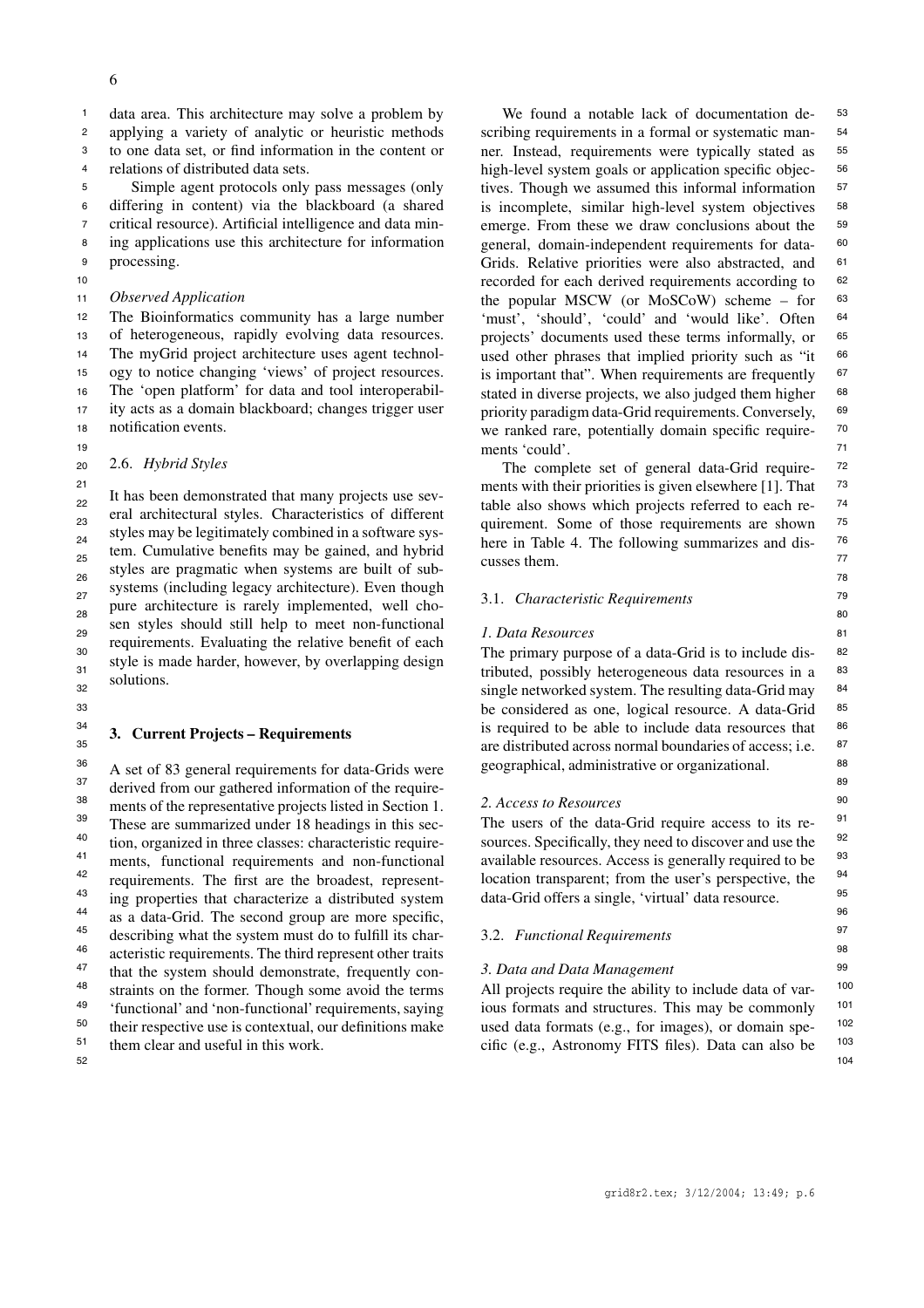data area. This architecture may solve a problem by applying a variety of analytic or heuristic methods to one data set, or find information in the content or relations of distributed data sets.

Simple agent protocols only pass messages (only differing in content) via the blackboard (a shared critical resource). Artificial intelligence and data mining applications use this architecture for information processing.

*Observed Application*

The Bioinformatics community has a large number of heterogeneous, rapidly evolving data resources. The myGrid project architecture uses agent technology to notice changing 'views' of project resources. The 'open platform' for data and tool interoperability acts as a domain blackboard; changes trigger user notification events.

### 2.6. *Hybrid Styles*

It has been demonstrated that many projects use several architectural styles. Characteristics of different styles may be legitimately combined in a software system. Cumulative benefits may be gained, and hybrid styles are pragmatic when systems are built of subsystems (including legacy architecture). Even though pure architecture is rarely implemented, well chosen styles should still help to meet non-functional requirements. Evaluating the relative benefit of each style is made harder, however, by overlapping design solutions.

## 3. Current Projects – Requirements

A set of 83 general requirements for data-Grids were derived from our gathered information of the requirements of the representative projects listed in Section 1. These are summarized under 18 headings in this section, organized in three classes: characteristic requirements, functional requirements and non-functional requirements. The first are the broadest, representing properties that characterize a distributed system as a data-Grid. The second group are more specific, describing what the system must do to fulfill its characteristic requirements. The third represent other traits that the system should demonstrate, frequently constraints on the former. Though some avoid the terms 'functional' and 'non-functional' requirements, saying their respective use is contextual, our definitions make them clear and useful in this work.

We found a notable lack of documentation describing requirements in a formal or systematic manner. Instead, requirements were typically stated as high-level system goals or application specific objectives. Though we assumed this informal information is incomplete, similar high-level system objectives emerge. From these we draw conclusions about the general, domain-independent requirements for data-Grids. Relative priorities were also abstracted, and recorded for each derived requirements according to the popular MSCW (or MoSCoW) scheme – for 'must', 'should', 'could' and 'would like'. Often projects' documents used these terms informally, or used other phrases that implied priority such as "it is important that". When requirements are frequently stated in diverse projects, we also judged them higher priority paradigm data-Grid requirements. Conversely, we ranked rare, potentially domain specific requirements 'could'.

The complete set of general data-Grid requirements with their priorities is given elsewhere [1]. That table also shows which projects referred to each requirement. Some of those requirements are shown here in Table 4. The following summarizes and discusses them.

### 3.1. *Characteristic Requirements*

*1. Data Resources*

The primary purpose of a data-Grid is to include distributed, possibly heterogeneous data resources in a single networked system. The resulting data-Grid may be considered as one, logical resource. A data-Grid is required to be able to include data resources that are distributed across normal boundaries of access; i.e. geographical, administrative or organizational.

*2. Access to Resources*

The users of the data-Grid require access to its resources. Specifically, they need to discover and use the available resources. Access is generally required to be location transparent; from the user's perspective, the data-Grid offers a single, 'virtual' data resource.

### 3.2. *Functional Requirements*

*3. Data and Data Management*

All projects require the ability to include data of various formats and structures. This may be commonly used data formats (e.g., for images), or domain specific (e.g., Astronomy FITS files). Data can also be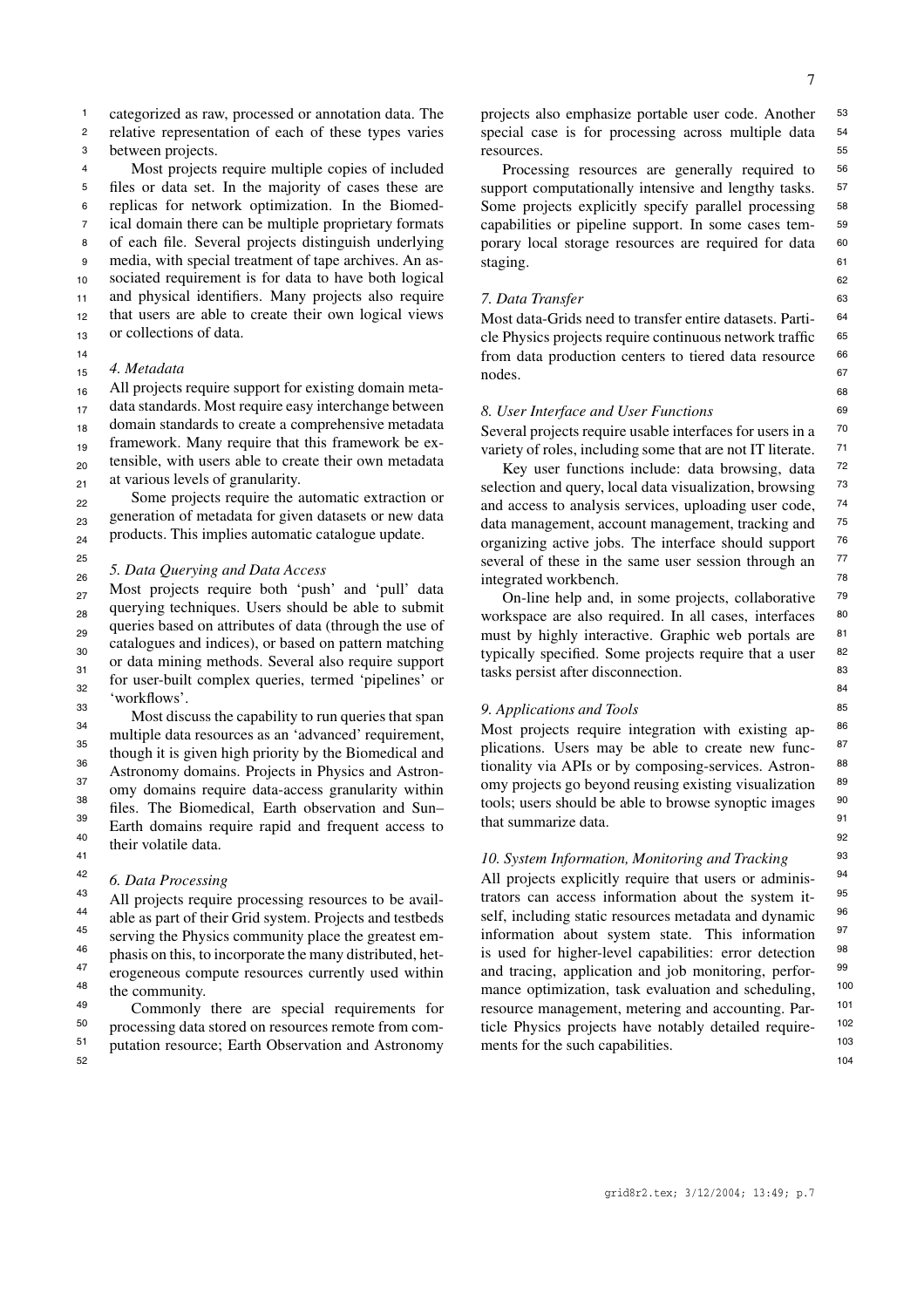categorized as raw, processed or annotation data. The relative representation of each of these types varies between projects.

Most projects require multiple copies of included files or data set. In the majority of cases these are replicas for network optimization. In the Biomedical domain there can be multiple proprietary formats of each file. Several projects distinguish underlying media, with special treatment of tape archives. An associated requirement is for data to have both logical and physical identifiers. Many projects also require that users are able to create their own logical views or collections of data.

### 4. Metadata

All projects require support for existing domain metadata standards. Most require easy interchange between domain standards to create a comprehensive metadata framework. Many require that this framework be extensible, with users able to create their own metadata at various levels of granularity.

Some projects require the automatic extraction or generation of metadata for given datasets or new data products. This implies automatic catalogue update.

### 5. Data Querying and Data Access

Most projects require both 'push' and 'pull' data querying techniques. Users should be able to submit queries based on attributes of data (through the use of catalogues and indices), or based on pattern matching or data mining methods. Several also require support for user-built complex queries, termed 'pipelines' or 'workflows'.

Most discuss the capability to run queries that span multiple data resources as an 'advanced' requirement, though it is given high priority by the Biomedical and Astronomy domains. Projects in Physics and Astronomy domains require data-access granularity within files. The Biomedical, Earth observation and Sun–Earth domains require rapid and frequent access to their volatile data.

### 6. Data Processing

All projects require processing resources to be available as part of their Grid system. Projects and testbeds serving the Physics community place the greatest emphasis on this, to incorporate the many distributed, heterogeneous compute resources currently used within the community.

Commonly there are special requirements for processing data stored on resources remote from computation resource; Earth Observation and Astronomy projects also emphasize portable user code. Another special case is for processing across multiple data resources.

Processing resources are generally required to support computationally intensive and lengthy tasks. Some projects explicitly specify parallel processing capabilities or pipeline support. In some cases temporary local storage resources are required for data staging.

### 7. Data Transfer

Most data-Grids need to transfer entire datasets. Particle Physics projects require continuous network traffic from data production centers to tiered data resource nodes.

### 8. User Interface and User Functions

Several projects require usable interfaces for users in a variety of roles, including some that are not IT literate.

Key user functions include: data browsing, data selection and query, local data visualization, browsing and access to analysis services, uploading user code, data management, account management, tracking and organizing active jobs. The interface should support several of these in the same user session through an integrated workbench.

On-line help and, in some projects, collaborative workspace are also required. In all cases, interfaces must by highly interactive. Graphic web portals are typically specified. Some projects require that a user tasks persist after disconnection.

### 9. Applications and Tools

Most projects require integration with existing applications. Users may be able to create new functionality via APIs or by composing-services. Astronomy projects go beyond reusing existing visualization tools; users should be able to browse synoptic images that summarize data.

### 10. System Information, Monitoring and Tracking

All projects explicitly require that users or administrators can access information about the system itself, including static resources metadata and dynamic information about system state. This information is used for higher-level capabilities: error detection and tracing, application and job monitoring, performance optimization, task evaluation and scheduling, resource management, metering and accounting. Particle Physics projects have notably detailed requirements for the such capabilities.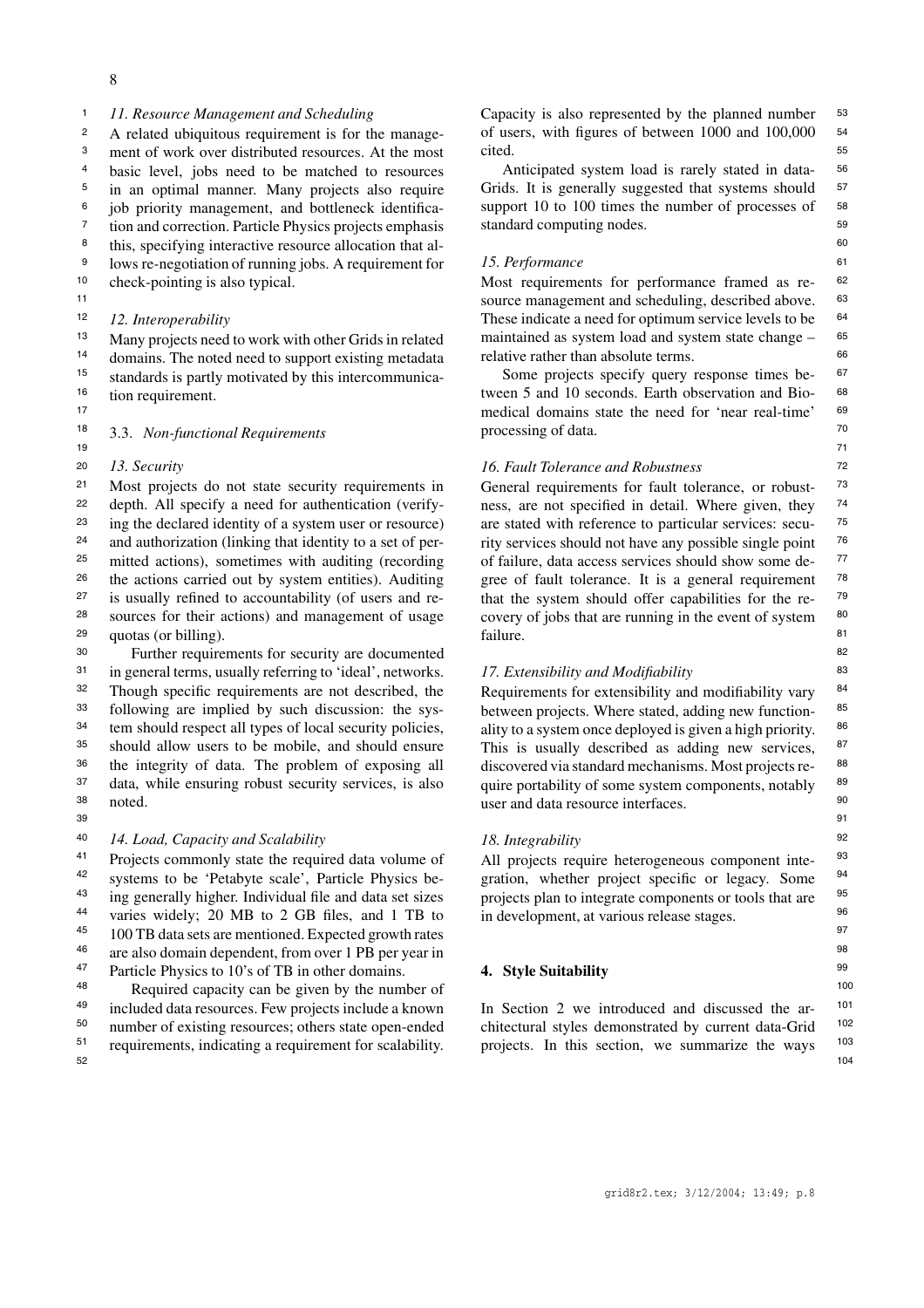*11. Resource Management and Scheduling*

A related ubiquitous requirement is for the management of work over distributed resources. At the most basic level, jobs need to be matched to resources in an optimal manner. Many projects also require job priority management, and bottleneck identification and correction. Particle Physics projects emphasis this, specifying interactive resource allocation that allows re-negotiation of running jobs. A requirement for check-pointing is also typical.

*12. Interoperability*

Many projects need to work with other Grids in related domains. The noted need to support existing metadata standards is partly motivated by this intercommunication requirement.

## 3.3. *Non-functional Requirements*

*13. Security*

Most projects do not state security requirements in depth. All specify a need for authentication (verifying the declared identity of a system user or resource) and authorization (linking that identity to a set of permitted actions), sometimes with auditing (recording the actions carried out by system entities). Auditing is usually refined to accountability (of users and resources for their actions) and management of usage quotas (or billing).

Further requirements for security are documented in general terms, usually referring to 'ideal', networks. Though specific requirements are not described, the following are implied by such discussion: the system should respect all types of local security policies, should allow users to be mobile, and should ensure the integrity of data. The problem of exposing all data, while ensuring robust security services, is also noted.

*14. Load, Capacity and Scalability*

Projects commonly state the required data volume of systems to be 'Petabyte scale', Particle Physics being generally higher. Individual file and data set sizes varies widely; 20 MB to 2 GB files, and 1 TB to 100 TB data sets are mentioned. Expected growth rates are also domain dependent, from over 1 PB per year in Particle Physics to 10's of TB in other domains.

Required capacity can be given by the number of included data resources. Few projects include a known number of existing resources; others state open-ended requirements, indicating a requirement for scalability. Capacity is also represented by the planned number of users, with figures of between 1000 and 100,000 cited.

Anticipated system load is rarely stated in data-Grids. It is generally suggested that systems should support 10 to 100 times the number of processes of standard computing nodes.

*15. Performance*

Most requirements for performance framed as resource management and scheduling, described above. These indicate a need for optimum service levels to be maintained as system load and system state change – relative rather than absolute terms.

Some projects specify query response times between 5 and 10 seconds. Earth observation and Biomedical domains state the need for 'near real-time' processing of data.

*16. Fault Tolerance and Robustness*

General requirements for fault tolerance, or robustness, are not specified in detail. Where given, they are stated with reference to particular services: security services should not have any possible single point of failure, data access services should show some degree of fault tolerance. It is a general requirement that the system should offer capabilities for the recovery of jobs that are running in the event of system failure.

*17. Extensibility and Modifiability*

Requirements for extensibility and modifiability vary between projects. Where stated, adding new functionality to a system once deployed is given a high priority. This is usually described as adding new services, discovered via standard mechanisms. Most projects require portability of some system components, notably user and data resource interfaces.

*18. Integrability*

All projects require heterogeneous component integration, whether project specific or legacy. Some projects plan to integrate components or tools that are in development, at various release stages.

# 4. Style Suitability

In Section 2 we introduced and discussed the architectural styles demonstrated by current data-Grid projects. In this section, we summarize the ways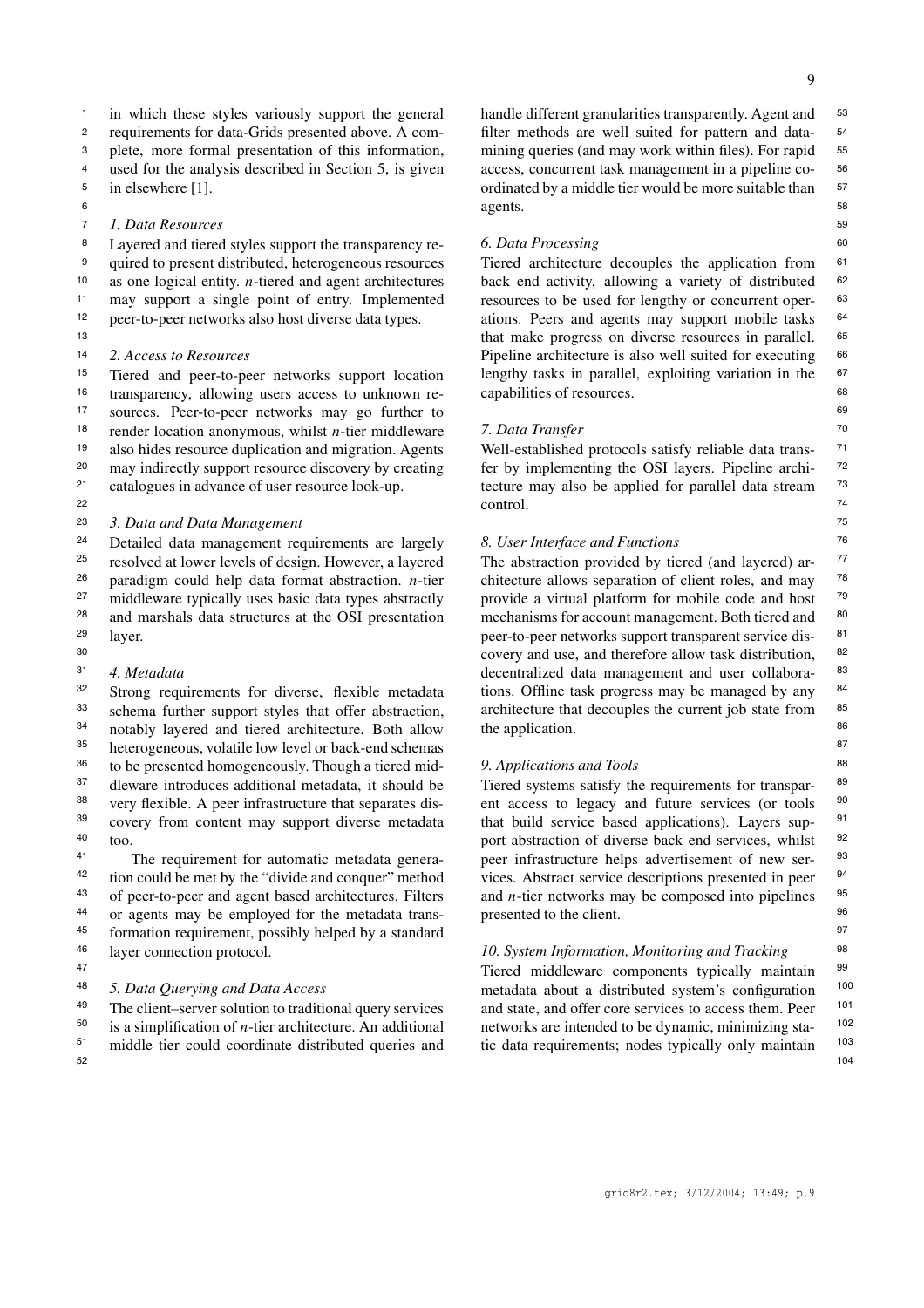in which these styles variously support the general requirements for data-Grids presented above. A complete, more formal presentation of this information, used for the analysis described in Section 5, is given in elsewhere [1].

### 1. Data Resources

Layered and tiered styles support the transparency required to present distributed, heterogeneous resources as one logical entity. $n$-tiered and agent architectures may support a single point of entry. Implemented peer-to-peer networks also host diverse data types.

### 2. Access to Resources

Tiered and peer-to-peer networks support location transparency, allowing users access to unknown resources. Peer-to-peer networks may go further to render location anonymous, whilst $n$-tier middleware also hides resource duplication and migration. Agents may indirectly support resource discovery by creating catalogues in advance of user resource look-up.

### 3. Data and Data Management

Detailed data management requirements are largely resolved at lower levels of design. However, a layered paradigm could help data format abstraction. $n$-tier middleware typically uses basic data types abstractly and marshals data structures at the OSI presentation layer.

### 4. Metadata

Strong requirements for diverse, flexible metadata schema further support styles that offer abstraction, notably layered and tiered architecture. Both allow heterogeneous, volatile low level or back-end schemas to be presented homogeneously. Though a tiered middleware introduces additional metadata, it should be very flexible. A peer infrastructure that separates discovery from content may support diverse metadata too.

The requirement for automatic metadata generation could be met by the "divide and conquer" method of peer-to-peer and agent based architectures. Filters or agents may be employed for the metadata transformation requirement, possibly helped by a standard layer connection protocol.

### 5. Data Querying and Data Access

The client–server solution to traditional query services is a simplification of $n$-tier architecture. An additional middle tier could coordinate distributed queries and handle different granularities transparently. Agent and filter methods are well suited for pattern and data-mining queries (and may work within files). For rapid access, concurrent task management in a pipeline coordinated by a middle tier would be more suitable than agents.

### 6. Data Processing

Tiered architecture decouples the application from back end activity, allowing a variety of distributed resources to be used for lengthy or concurrent operations. Peers and agents may support mobile tasks that make progress on diverse resources in parallel. Pipeline architecture is also well suited for executing lengthy tasks in parallel, exploiting variation in the capabilities of resources.

### 7. Data Transfer

Well-established protocols satisfy reliable data transfer by implementing the OSI layers. Pipeline architecture may also be applied for parallel data stream control.

### 8. User Interface and Functions

The abstraction provided by tiered (and layered) architecture allows separation of client roles, and may provide a virtual platform for mobile code and host mechanisms for account management. Both tiered and peer-to-peer networks support transparent service discovery and use, and therefore allow task distribution, decentralized data management and user collaborations. Offline task progress may be managed by any architecture that decouples the current job state from the application.

### 9. Applications and Tools

Tiered systems satisfy the requirements for transparent access to legacy and future services (or tools that build service based applications). Layers support abstraction of diverse back end services, whilst peer infrastructure helps advertisement of new services. Abstract service descriptions presented in peer and $n$-tier networks may be composed into pipelines presented to the client.

### 10. System Information, Monitoring and Tracking

Tiered middleware components typically maintain metadata about a distributed system's configuration and state, and offer core services to access them. Peer networks are intended to be dynamic, minimizing static data requirements; nodes typically only maintain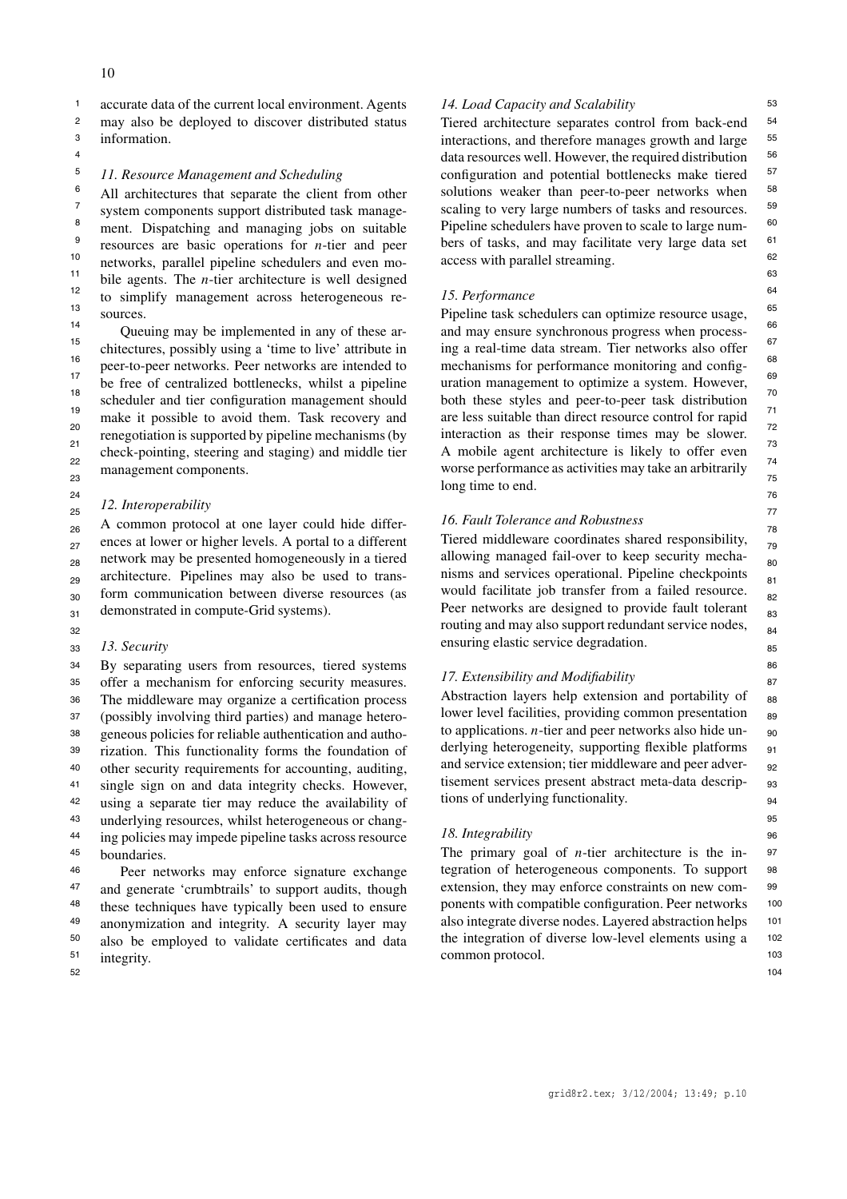accurate data of the current local environment. Agents may also be deployed to discover distributed status information.

### 11. Resource Management and Scheduling

All architectures that separate the client from other system components support distributed task management. Dispatching and managing jobs on suitable resources are basic operations for *n*-tier and peer networks, parallel pipeline schedulers and even mobile agents. The *n*-tier architecture is well designed to simplify management across heterogeneous resources.

Queuing may be implemented in any of these architectures, possibly using a 'time to live' attribute in peer-to-peer networks. Peer networks are intended to be free of centralized bottlenecks, whilst a pipeline scheduler and tier configuration management should make it possible to avoid them. Task recovery and renegotiation is supported by pipeline mechanisms (by check-pointing, steering and staging) and middle tier management components.

### 12. Interoperability

A common protocol at one layer could hide differences at lower or higher levels. A portal to a different network may be presented homogeneously in a tiered architecture. Pipelines may also be used to transform communication between diverse resources (as demonstrated in compute-Grid systems).

### 13. Security

By separating users from resources, tiered systems offer a mechanism for enforcing security measures. The middleware may organize a certification process (possibly involving third parties) and manage heterogeneous policies for reliable authentication and authorization. This functionality forms the foundation of other security requirements for accounting, auditing, single sign on and data integrity checks. However, using a separate tier may reduce the availability of underlying resources, whilst heterogeneous or changing policies may impede pipeline tasks across resource boundaries.

Peer networks may enforce signature exchange and generate 'crumbtrails' to support audits, though these techniques have typically been used to ensure anonymization and integrity. A security layer may also be employed to validate certificates and data integrity.

### 14. Load Capacity and Scalability

Tiered architecture separates control from back-end interactions, and therefore manages growth and large data resources well. However, the required distribution configuration and potential bottlenecks make tiered solutions weaker than peer-to-peer networks when scaling to very large numbers of tasks and resources. Pipeline schedulers have proven to scale to large numbers of tasks, and may facilitate very large data set access with parallel streaming.

### 15. Performance

Pipeline task schedulers can optimize resource usage, and may ensure synchronous progress when processing a real-time data stream. Tier networks also offer mechanisms for performance monitoring and configuration management to optimize a system. However, both these styles and peer-to-peer task distribution are less suitable than direct resource control for rapid interaction as their response times may be slower. A mobile agent architecture is likely to offer even worse performance as activities may take an arbitrarily long time to end.

### 16. Fault Tolerance and Robustness

Tiered middleware coordinates shared responsibility, allowing managed fail-over to keep security mechanisms and services operational. Pipeline checkpoints would facilitate job transfer from a failed resource. Peer networks are designed to provide fault tolerant routing and may also support redundant service nodes, ensuring elastic service degradation.

### 17. Extensibility and Modifiability

Abstraction layers help extension and portability of lower level facilities, providing common presentation to applications. *n*-tier and peer networks also hide underlying heterogeneity, supporting flexible platforms and service extension; tier middleware and peer advertisement services present abstract meta-data descriptions of underlying functionality.

### 18. Integrability

The primary goal of *n*-tier architecture is the integration of heterogeneous components. To support extension, they may enforce constraints on new components with compatible configuration. Peer networks also integrate diverse nodes. Layered abstraction helps the integration of diverse low-level elements using a common protocol.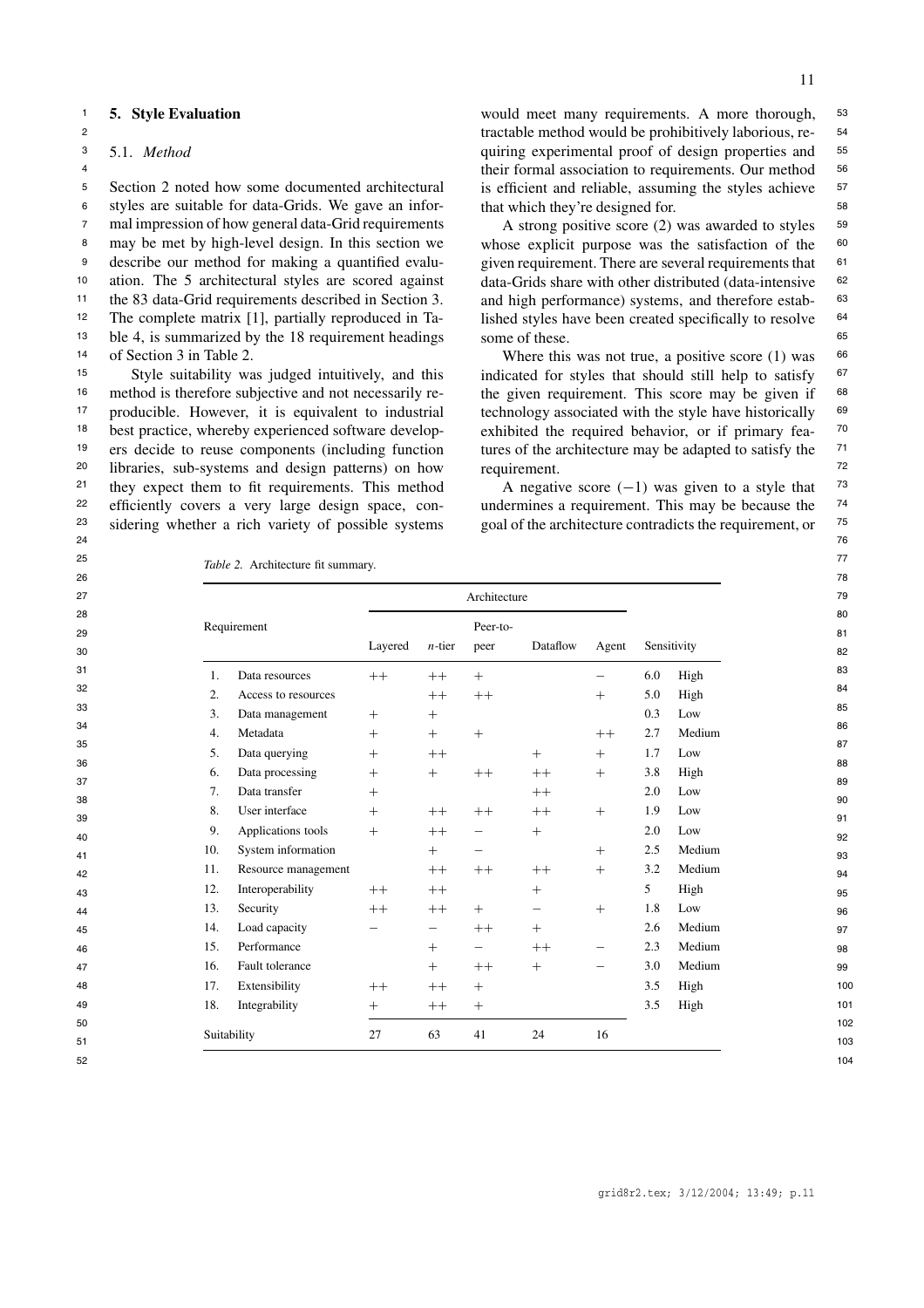## 5. Style Evaluation

### 5.1. *Method*

Section 2 noted how some documented architectural styles are suitable for data-Grids. We gave an informal impression of how general data-Grid requirements may be met by high-level design. In this section we describe our method for making a quantified evaluation. The 5 architectural styles are scored against the 83 data-Grid requirements described in Section 3. The complete matrix [1], partially reproduced in Table 4, is summarized by the 18 requirement headings of Section 3 in Table 2.

Style suitability was judged intuitively, and this method is therefore subjective and not necessarily reproducible. However, it is equivalent to industrial best practice, whereby experienced software developers decide to reuse components (including function libraries, sub-systems and design patterns) on how they expect them to fit requirements. This method efficiently covers a very large design space, considering whether a rich variety of possible systems would meet many requirements. A more thorough, tractable method would be prohibitively laborious, requiring experimental proof of design properties and their formal association to requirements. Our method is efficient and reliable, assuming the styles achieve that which they're designed for.

A strong positive score (2) was awarded to styles whose explicit purpose was the satisfaction of the given requirement. There are several requirements that data-Grids share with other distributed (data-intensive and high performance) systems, and therefore established styles have been created specifically to resolve some of these.

Where this was not true, a positive score (1) was indicated for styles that should still help to satisfy the given requirement. This score may be given if technology associated with the style have historically exhibited the required behavior, or if primary features of the architecture may be adapted to satisfy the requirement.

A negative score $(-1)$ was given to a style that undermines a requirement. This may be because the goal of the architecture contradicts the requirement, or

*Table 2.* Architecture fit summary.

| Requirement | | Architecture | | | | | Sensitivity | |
|---|---|---|---|---|---|---|---|---|
| | | Layered | *n*-tier | Peer-to-peer | Dataflow | Agent | | |
| 1. | Data resources | ++ | ++ | + | | − | 6.0 | High |
| 2. | Access to resources | | ++ | ++ | | + | 5.0 | High |
| 3. | Data management | + | + | | | | 0.3 | Low |
| 4. | Metadata | + | + | + | | ++ | 2.7 | Medium |
| 5. | Data querying | + | ++ | | + | + | 1.7 | Low |
| 6. | Data processing | + | + | ++ | ++ | + | 3.8 | High |
| 7. | Data transfer | + | | | ++ | | 2.0 | Low |
| 8. | User interface | + | ++ | ++ | ++ | + | 1.9 | Low |
| 9. | Applications tools | + | ++ | − | + | | 2.0 | Low |
| 10. | System information | | + | − | | + | 2.5 | Medium |
| 11. | Resource management | | ++ | ++ | ++ | + | 3.2 | Medium |
| 12. | Interoperability | ++ | ++ | | + | | 5 | High |
| 13. | Security | ++ | ++ | + | − | + | 1.8 | Low |
| 14. | Load capacity | − | − | ++ | + | | 2.6 | Medium |
| 15. | Performance | | + | − | ++ | − | 2.3 | Medium |
| 16. | Fault tolerance | | + | ++ | + | − | 3.0 | Medium |
| 17. | Extensibility | ++ | ++ | + | | | 3.5 | High |
| 18. | Integrability | + | ++ | + | | | 3.5 | High |
| Suitability | | 27 | 63 | 41 | 24 | 16 | | |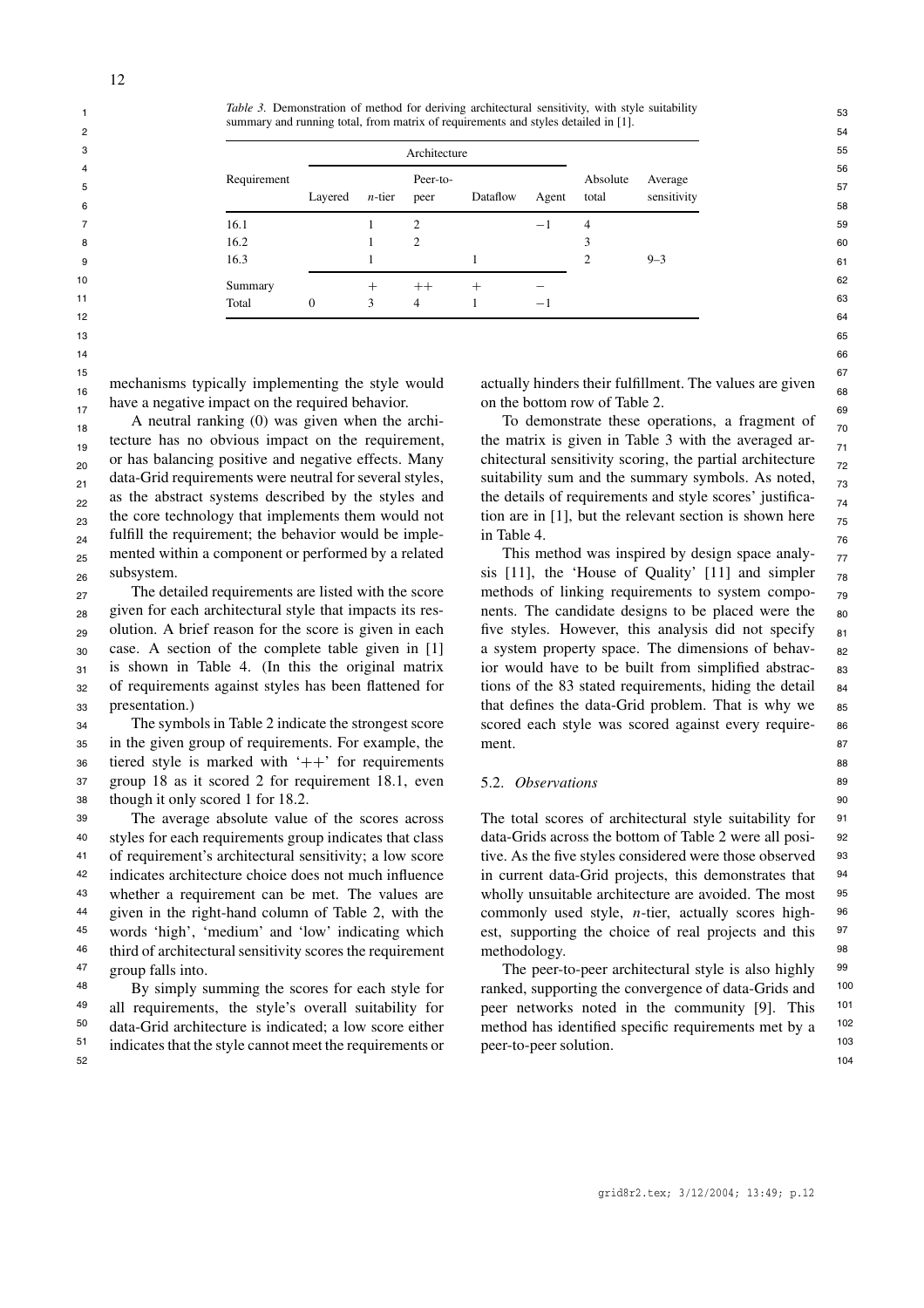*Table 3.* Demonstration of method for deriving architectural sensitivity, with style suitability summary and running total, from matrix of requirements and styles detailed in [1].

| Requirement | Architecture | | | | | Absolute total | Average sensitivity |
|---|---|---|---|---|---|---|---|
| | Layered | *n*-tier | Peer-to-peer | Dataflow | Agent | | |
| 16.1 | | 1 | 2 | | −1 | 4 | |
| 16.2 | | 1 | 2 | | | 3 | |
| 16.3 | | 1 | | 1 | | 2 | 9–3 |
| Summary | | + | ++ | + | − | | |
| Total | 0 | 3 | 4 | 1 | −1 | | |

mechanisms typically implementing the style would have a negative impact on the required behavior.

A neutral ranking (0) was given when the architecture has no obvious impact on the requirement, or has balancing positive and negative effects. Many data-Grid requirements were neutral for several styles, as the abstract systems described by the styles and the core technology that implements them would not fulfill the requirement; the behavior would be implemented within a component or performed by a related subsystem.

The detailed requirements are listed with the score given for each architectural style that impacts its resolution. A brief reason for the score is given in each case. A section of the complete table given in [1] is shown in Table 4. (In this the original matrix of requirements against styles has been flattened for presentation.)

The symbols in Table 2 indicate the strongest score in the given group of requirements. For example, the tiered style is marked with '++' for requirements group 18 as it scored 2 for requirement 18.1, even though it only scored 1 for 18.2.

The average absolute value of the scores across styles for each requirements group indicates that class of requirement's architectural sensitivity; a low score indicates architecture choice does not much influence whether a requirement can be met. The values are given in the right-hand column of Table 2, with the words 'high', 'medium' and 'low' indicating which third of architectural sensitivity scores the requirement group falls into.

By simply summing the scores for each style for all requirements, the style's overall suitability for data-Grid architecture is indicated; a low score either indicates that the style cannot meet the requirements or actually hinders their fulfillment. The values are given on the bottom row of Table 2.

To demonstrate these operations, a fragment of the matrix is given in Table 3 with the averaged architectural sensitivity scoring, the partial architecture suitability sum and the summary symbols. As noted, the details of requirements and style scores' justification are in [1], but the relevant section is shown here in Table 4.

This method was inspired by design space analysis [11], the 'House of Quality' [11] and simpler methods of linking requirements to system components. The candidate designs to be placed were the five styles. However, this analysis did not specify a system property space. The dimensions of behavior would have to be built from simplified abstractions of the 83 stated requirements, hiding the detail that defines the data-Grid problem. That is why we scored each style was scored against every requirement.

### 5.2. *Observations*

The total scores of architectural style suitability for data-Grids across the bottom of Table 2 were all positive. As the five styles considered were those observed in current data-Grid projects, this demonstrates that wholly unsuitable architecture are avoided. The most commonly used style, *n*-tier, actually scores highest, supporting the choice of real projects and this methodology.

The peer-to-peer architectural style is also highly ranked, supporting the convergence of data-Grids and peer networks noted in the community [9]. This method has identified specific requirements met by a peer-to-peer solution.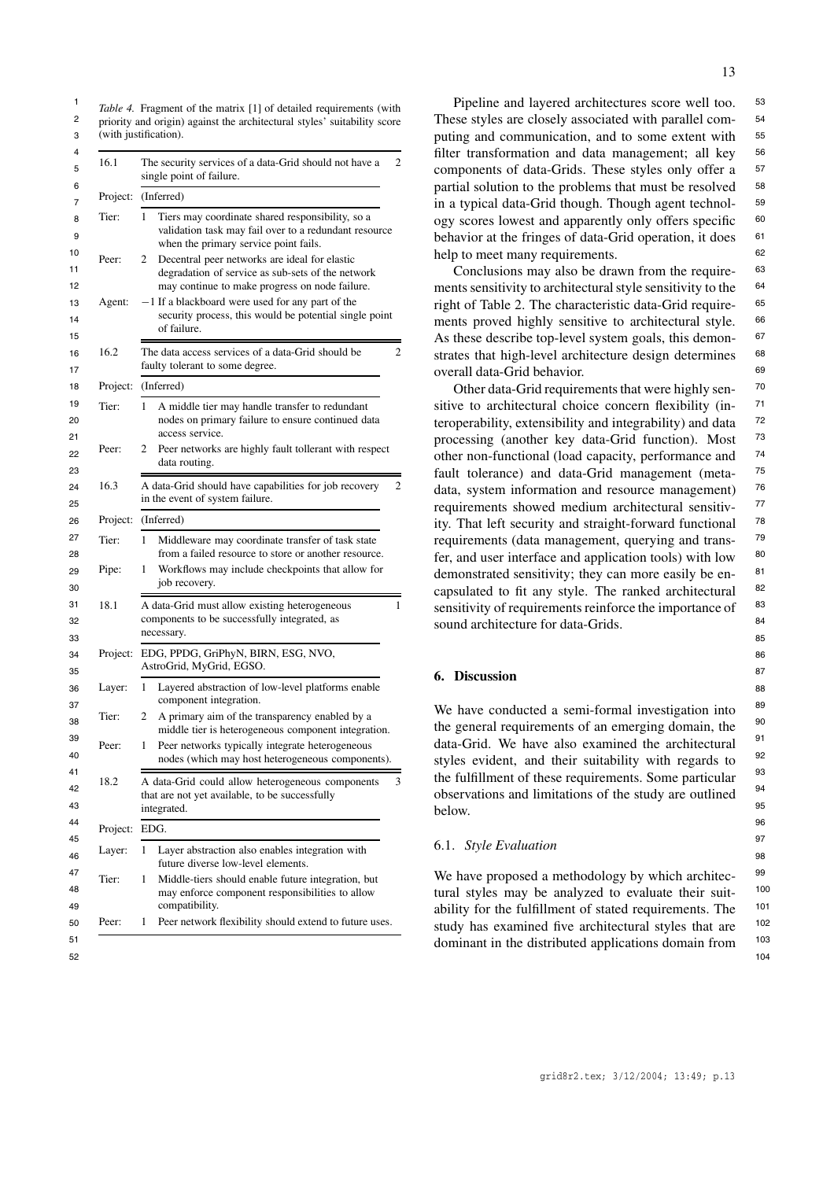*Table 4.* Fragment of the matrix [1] of detailed requirements (with priority and origin) against the architectural styles' suitability score (with justification).

| | | |
|---|---|---|
| 16.1 | The security services of a data-Grid should not have a single point of failure. | 2 |
| Project: | (Inferred) | |
| Tier: | 1 Tiers may coordinate shared responsibility, so a validation task may fail over to a redundant resource when the primary service point fails. | |
| Peer: | 2 Decentral peer networks are ideal for elastic degradation of service as sub-sets of the network may continue to make progress on node failure. | |
| Agent: | −1 If a blackboard were used for any part of the security process, this would be potential single point of failure. | |
| 16.2 | The data access services of a data-Grid should be faulty tolerant to some degree. | 2 |
| Project: | (Inferred) | |
| Tier: | 1 A middle tier may handle transfer to redundant nodes on primary failure to ensure continued data access service. | |
| Peer: | 2 Peer networks are highly fault tollerant with respect data routing. | |
| 16.3 | A data-Grid should have capabilities for job recovery in the event of system failure. | 2 |
| Project: | (Inferred) | |
| Tier: | 1 Middleware may coordinate transfer of task state from a failed resource to store or another resource. | |
| Pipe: | 1 Workflows may include checkpoints that allow for job recovery. | |
| 18.1 | A data-Grid must allow existing heterogeneous components to be successfully integrated, as necessary. | 1 |
| Project: | EDG, PPDG, GriPhyN, BIRN, ESG, NVO, AstroGrid, MyGrid, EGSO. | |
| Layer: | 1 Layered abstraction of low-level platforms enable component integration. | |
| Tier: | 2 A primary aim of the transparency enabled by a middle tier is heterogeneous component integration. | |
| Peer: | 1 Peer networks typically integrate heterogeneous nodes (which may host heterogeneous components). | |
| 18.2 | A data-Grid could allow heterogeneous components that are not yet available, to be successfully integrated. | 3 |
| Project: | EDG. | |
| Layer: | 1 Layer abstraction also enables integration with future diverse low-level elements. | |
| Tier: | 1 Middle-tiers should enable future integration, but may enforce component responsibilities to allow compatibility. | |
| Peer: | 1 Peer network flexibility should extend to future uses. | |

Pipeline and layered architectures score well too. These styles are closely associated with parallel computing and communication, and to some extent with filter transformation and data management; all key components of data-Grids. These styles only offer a partial solution to the problems that must be resolved in a typical data-Grid though. Though agent technology scores lowest and apparently only offers specific behavior at the fringes of data-Grid operation, it does help to meet many requirements.

Conclusions may also be drawn from the requirements sensitivity to architectural style sensitivity to the right of Table 2. The characteristic data-Grid requirements proved highly sensitive to architectural style. As these describe top-level system goals, this demonstrates that high-level architecture design determines overall data-Grid behavior.

Other data-Grid requirements that were highly sensitive to architectural choice concern flexibility (interoperability, extensibility and integrability) and data processing (another key data-Grid function). Most other non-functional (load capacity, performance and fault tolerance) and data-Grid management (meta-data, system information and resource management) requirements showed medium architectural sensitivity. That left security and straight-forward functional requirements (data management, querying and transfer, and user interface and application tools) with low demonstrated sensitivity; they can more easily be encapsulated to fit any style. The ranked architectural sensitivity of requirements reinforce the importance of sound architecture for data-Grids.

## 6. Discussion

We have conducted a semi-formal investigation into the general requirements of an emerging domain, the data-Grid. We have also examined the architectural styles evident, and their suitability with regards to the fulfillment of these requirements. Some particular observations and limitations of the study are outlined below.

### 6.1. *Style Evaluation*

We have proposed a methodology by which architectural styles may be analyzed to evaluate their suitability for the fulfillment of stated requirements. The study has examined five architectural styles that are dominant in the distributed applications domain from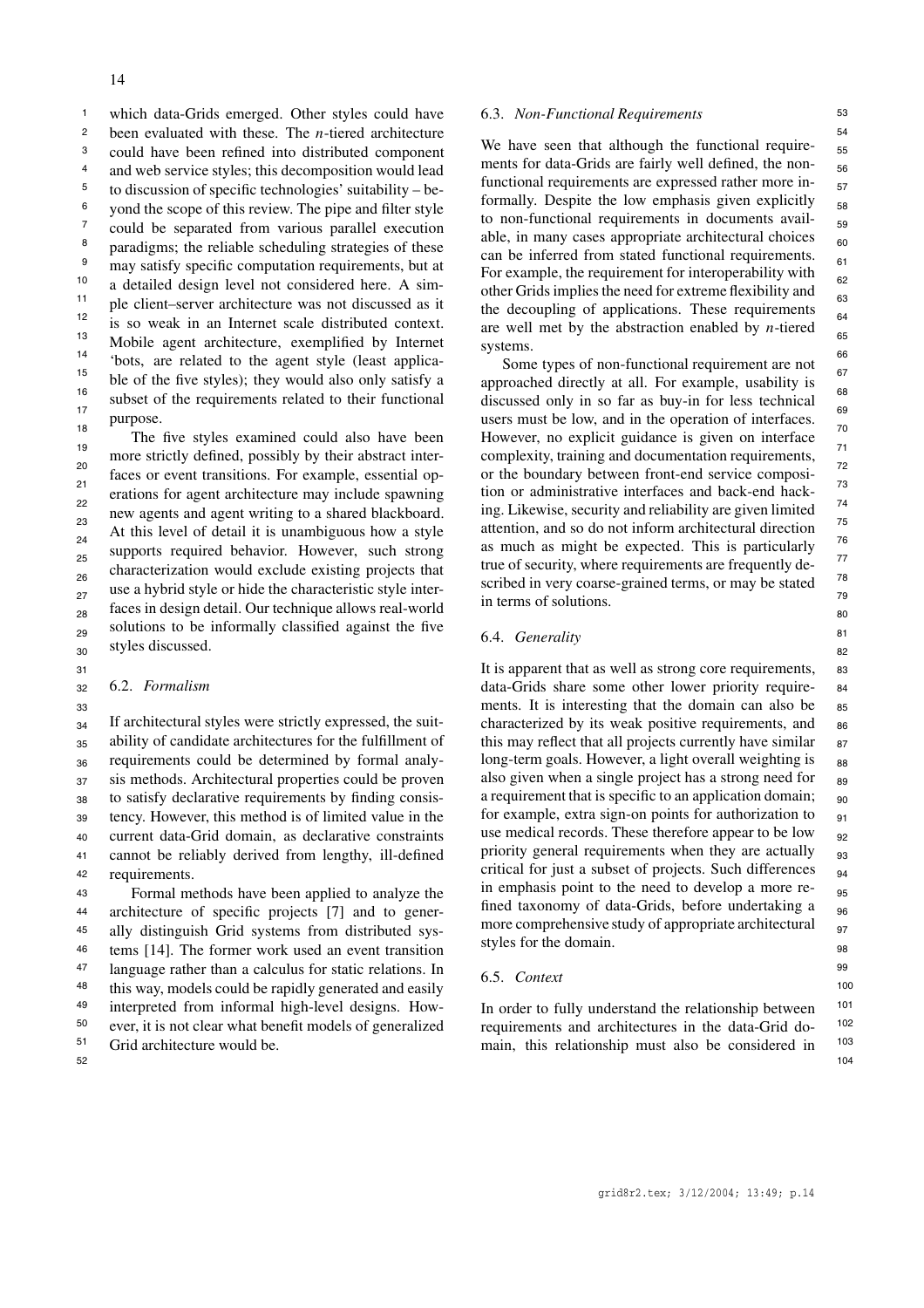which data-Grids emerged. Other styles could have been evaluated with these. The $n$-tiered architecture could have been refined into distributed component and web service styles; this decomposition would lead to discussion of specific technologies' suitability – beyond the scope of this review. The pipe and filter style could be separated from various parallel execution paradigms; the reliable scheduling strategies of these may satisfy specific computation requirements, but at a detailed design level not considered here. A simple client–server architecture was not discussed as it is so weak in an Internet scale distributed context. Mobile agent architecture, exemplified by Internet 'bots, are related to the agent style (least applicable of the five styles); they would also only satisfy a subset of the requirements related to their functional purpose.

The five styles examined could also have been more strictly defined, possibly by their abstract interfaces or event transitions. For example, essential operations for agent architecture may include spawning new agents and agent writing to a shared blackboard. At this level of detail it is unambiguous how a style supports required behavior. However, such strong characterization would exclude existing projects that use a hybrid style or hide the characteristic style interfaces in design detail. Our technique allows real-world solutions to be informally classified against the five styles discussed.

### 6.2. *Formalism*

If architectural styles were strictly expressed, the suitability of candidate architectures for the fulfillment of requirements could be determined by formal analysis methods. Architectural properties could be proven to satisfy declarative requirements by finding consistency. However, this method is of limited value in the current data-Grid domain, as declarative constraints cannot be reliably derived from lengthy, ill-defined requirements.

Formal methods have been applied to analyze the architecture of specific projects [7] and to generally distinguish Grid systems from distributed systems [14]. The former work used an event transition language rather than a calculus for static relations. In this way, models could be rapidly generated and easily interpreted from informal high-level designs. However, it is not clear what benefit models of generalized Grid architecture would be.

### 6.3. *Non-Functional Requirements*

We have seen that although the functional requirements for data-Grids are fairly well defined, the non-functional requirements are expressed rather more informally. Despite the low emphasis given explicitly to non-functional requirements in documents available, in many cases appropriate architectural choices can be inferred from stated functional requirements. For example, the requirement for interoperability with other Grids implies the need for extreme flexibility and the decoupling of applications. These requirements are well met by the abstraction enabled by $n$-tiered systems.

Some types of non-functional requirement are not approached directly at all. For example, usability is discussed only in so far as buy-in for less technical users must be low, and in the operation of interfaces. However, no explicit guidance is given on interface complexity, training and documentation requirements, or the boundary between front-end service composition or administrative interfaces and back-end hacking. Likewise, security and reliability are given limited attention, and so do not inform architectural direction as much as might be expected. This is particularly true of security, where requirements are frequently described in very coarse-grained terms, or may be stated in terms of solutions.

### 6.4. *Generality*

It is apparent that as well as strong core requirements, data-Grids share some other lower priority requirements. It is interesting that the domain can also be characterized by its weak positive requirements, and this may reflect that all projects currently have similar long-term goals. However, a light overall weighting is also given when a single project has a strong need for a requirement that is specific to an application domain; for example, extra sign-on points for authorization to use medical records. These therefore appear to be low priority general requirements when they are actually critical for just a subset of projects. Such differences in emphasis point to the need to develop a more refined taxonomy of data-Grids, before undertaking a more comprehensive study of appropriate architectural styles for the domain.

### 6.5. *Context*

In order to fully understand the relationship between requirements and architectures in the data-Grid domain, this relationship must also be considered in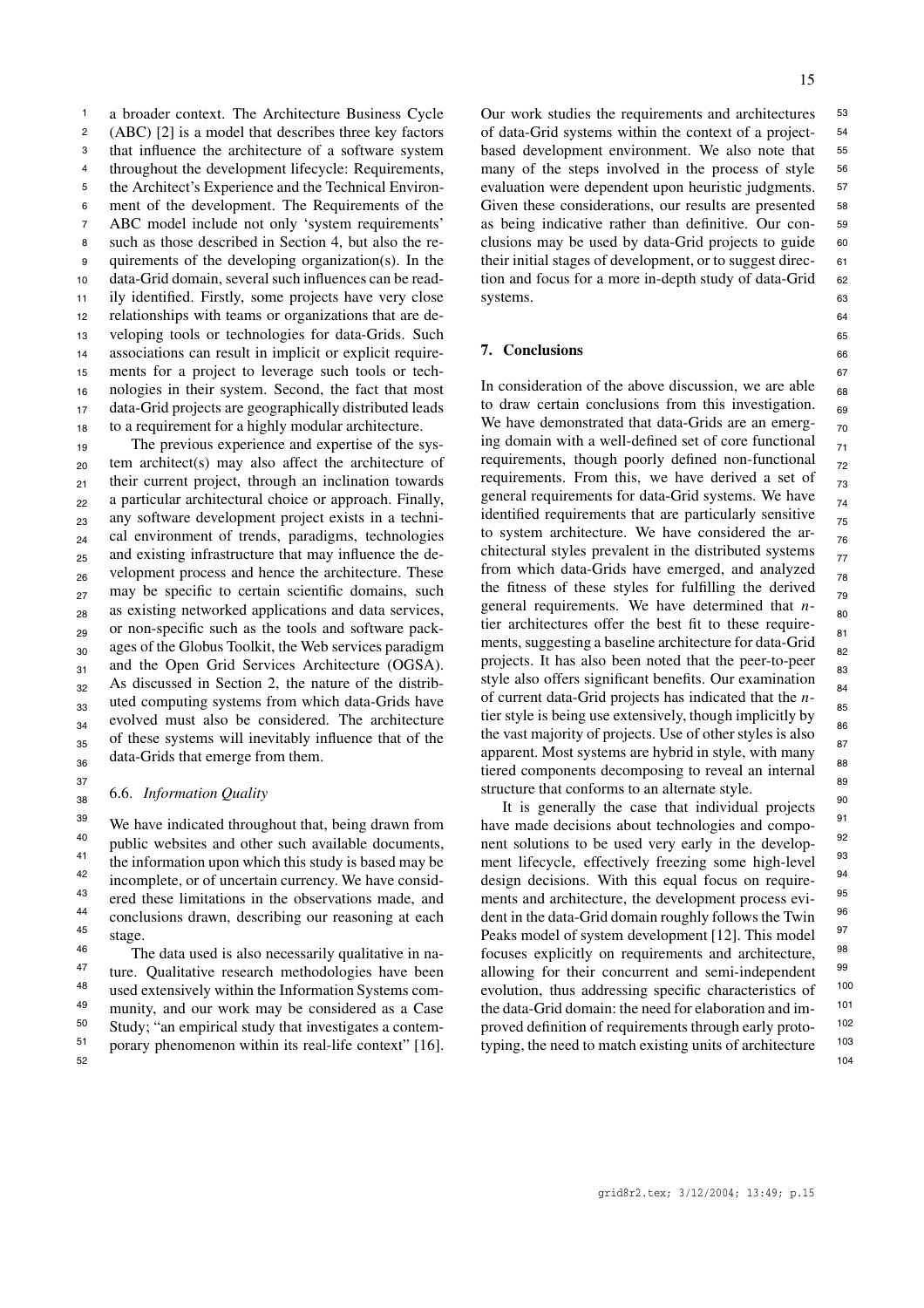a broader context. The Architecture Business Cycle (ABC) [2] is a model that describes three key factors that influence the architecture of a software system throughout the development lifecycle: Requirements, the Architect's Experience and the Technical Environment of the development. The Requirements of the ABC model include not only 'system requirements' such as those described in Section 4, but also the requirements of the developing organization(s). In the data-Grid domain, several such influences can be readily identified. Firstly, some projects have very close relationships with teams or organizations that are developing tools or technologies for data-Grids. Such associations can result in implicit or explicit requirements for a project to leverage such tools or technologies in their system. Second, the fact that most data-Grid projects are geographically distributed leads to a requirement for a highly modular architecture.

The previous experience and expertise of the system architect(s) may also affect the architecture of their current project, through an inclination towards a particular architectural choice or approach. Finally, any software development project exists in a technical environment of trends, paradigms, technologies and existing infrastructure that may influence the development process and hence the architecture. These may be specific to certain scientific domains, such as existing networked applications and data services, or non-specific such as the tools and software packages of the Globus Toolkit, the Web services paradigm and the Open Grid Services Architecture (OGSA). As discussed in Section 2, the nature of the distributed computing systems from which data-Grids have evolved must also be considered. The architecture of these systems will inevitably influence that of the data-Grids that emerge from them.

### 6.6. *Information Quality*

We have indicated throughout that, being drawn from public websites and other such available documents, the information upon which this study is based may be incomplete, or of uncertain currency. We have considered these limitations in the observations made, and conclusions drawn, describing our reasoning at each stage.

The data used is also necessarily qualitative in nature. Qualitative research methodologies have been used extensively within the Information Systems community, and our work may be considered as a Case Study; "an empirical study that investigates a contemporary phenomenon within its real-life context" [16]. Our work studies the requirements and architectures of data-Grid systems within the context of a project-based development environment. We also note that many of the steps involved in the process of style evaluation were dependent upon heuristic judgments. Given these considerations, our results are presented as being indicative rather than definitive. Our conclusions may be used by data-Grid projects to guide their initial stages of development, or to suggest direction and focus for a more in-depth study of data-Grid systems.

## 7. Conclusions

In consideration of the above discussion, we are able to draw certain conclusions from this investigation. We have demonstrated that data-Grids are an emerging domain with a well-defined set of core functional requirements, though poorly defined non-functional requirements. From this, we have derived a set of general requirements for data-Grid systems. We have identified requirements that are particularly sensitive to system architecture. We have considered the architectural styles prevalent in the distributed systems from which data-Grids have emerged, and analyzed the fitness of these styles for fulfilling the derived general requirements. We have determined that *n*-tier architectures offer the best fit to these requirements, suggesting a baseline architecture for data-Grid projects. It has also been noted that the peer-to-peer style also offers significant benefits. Our examination of current data-Grid projects has indicated that the *n*-tier style is being use extensively, though implicitly by the vast majority of projects. Use of other styles is also apparent. Most systems are hybrid in style, with many tiered components decomposing to reveal an internal structure that conforms to an alternate style.

It is generally the case that individual projects have made decisions about technologies and component solutions to be used very early in the development lifecycle, effectively freezing some high-level design decisions. With this equal focus on requirements and architecture, the development process evident in the data-Grid domain roughly follows the Twin Peaks model of system development [12]. This model focuses explicitly on requirements and architecture, allowing for their concurrent and semi-independent evolution, thus addressing specific characteristics of the data-Grid domain: the need for elaboration and improved definition of requirements through early prototyping, the need to match existing units of architecture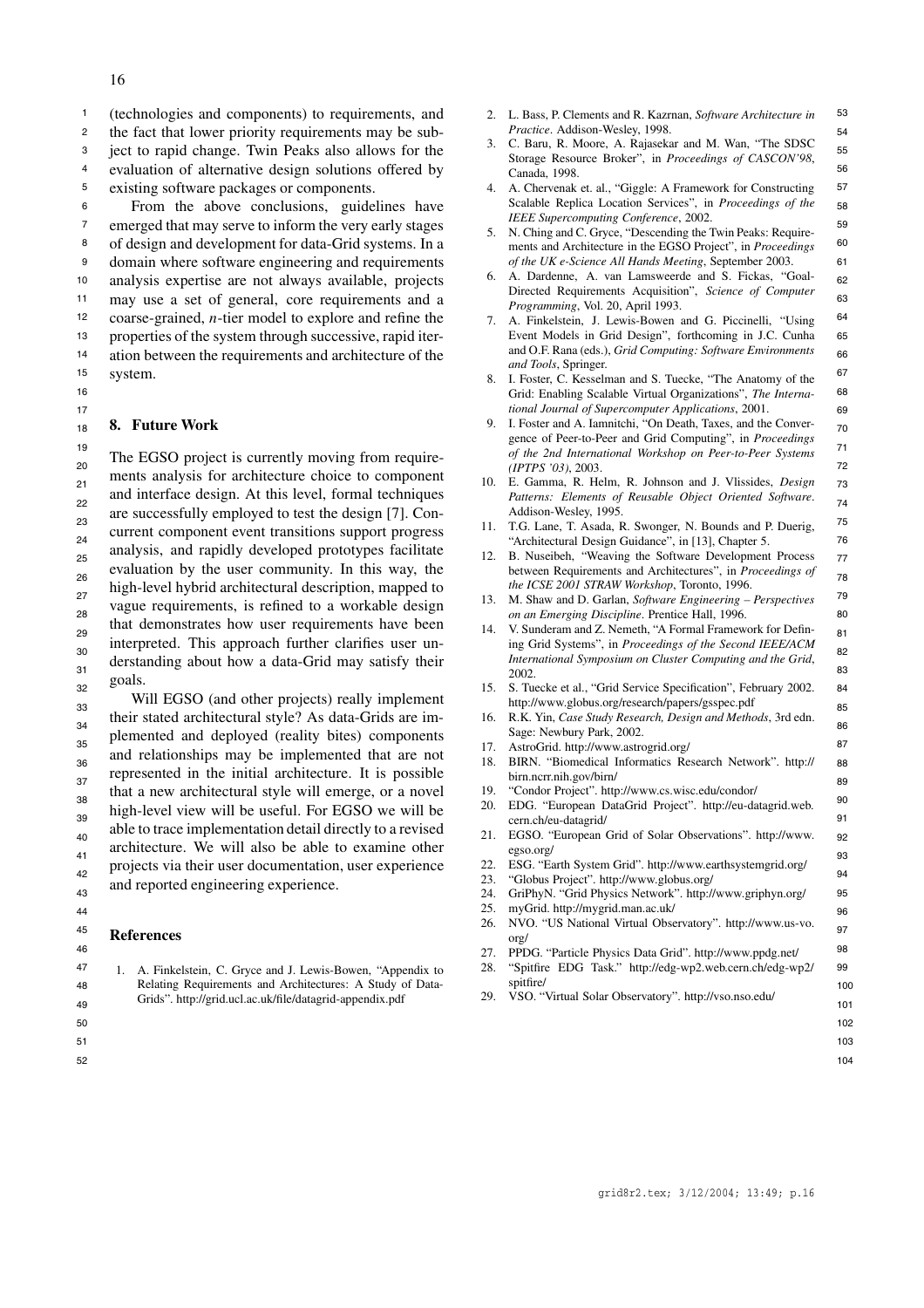(technologies and components) to requirements, and the fact that lower priority requirements may be subject to rapid change. Twin Peaks also allows for the evaluation of alternative design solutions offered by existing software packages or components.

From the above conclusions, guidelines have emerged that may serve to inform the very early stages of design and development for data-Grid systems. In a domain where software engineering and requirements analysis expertise are not always available, projects may use a set of general, core requirements and a coarse-grained, *n*-tier model to explore and refine the properties of the system through successive, rapid iteration between the requirements and architecture of the system.

## 8. Future Work

The EGSO project is currently moving from requirements analysis for architecture choice to component and interface design. At this level, formal techniques are successfully employed to test the design [7]. Concurrent component event transitions support progress analysis, and rapidly developed prototypes facilitate evaluation by the user community. In this way, the high-level hybrid architectural description, mapped to vague requirements, is refined to a workable design that demonstrates how user requirements have been interpreted. This approach further clarifies user understanding about how a data-Grid may satisfy their goals.

Will EGSO (and other projects) really implement their stated architectural style? As data-Grids are implemented and deployed (reality bites) components and relationships may be implemented that are not represented in the initial architecture. It is possible that a new architectural style will emerge, or a novel high-level view will be useful. For EGSO we will be able to trace implementation detail directly to a revised architecture. We will also be able to examine other projects via their user documentation, user experience and reported engineering experience.

## References

1. A. Finkelstein, C. Gryce and J. Lewis-Bowen, "Appendix to Relating Requirements and Architectures: A Study of Data-Grids". http://grid.ucl.ac.uk/file/datagrid-appendix.pdf
2. L. Bass, P. Clements and R. Kazrnan, *Software Architecture in Practice*. Addison-Wesley, 1998.
3. C. Baru, R. Moore, A. Rajasekar and M. Wan, "The SDSC Storage Resource Broker", in *Proceedings of CASCON'98*, Canada, 1998.
4. A. Chervenak et. al., "Giggle: A Framework for Constructing Scalable Replica Location Services", in *Proceedings of the IEEE Supercomputing Conference*, 2002.
5. N. Ching and C. Gryce, "Descending the Twin Peaks: Requirements and Architecture in the EGSO Project", in *Proceedings of the UK e-Science All Hands Meeting*, September 2003.
6. A. Dardenne, A. van Lamsweerde and S. Fickas, "Goal-Directed Requirements Acquisition", *Science of Computer Programming*, Vol. 20, April 1993.
7. A. Finkelstein, J. Lewis-Bowen and G. Piccinelli, "Using Event Models in Grid Design", forthcoming in J.C. Cunha and O.F. Rana (eds.), *Grid Computing: Software Environments and Tools*, Springer.
8. I. Foster, C. Kesselman and S. Tuecke, "The Anatomy of the Grid: Enabling Scalable Virtual Organizations", *The International Journal of Supercomputer Applications*, 2001.
9. I. Foster and A. Iamnitchi, "On Death, Taxes, and the Convergence of Peer-to-Peer and Grid Computing", in *Proceedings of the 2nd International Workshop on Peer-to-Peer Systems (IPTPS '03)*, 2003.
10. E. Gamma, R. Helm, R. Johnson and J. Vlissides, *Design Patterns: Elements of Reusable Object Oriented Software*. Addison-Wesley, 1995.
11. T.G. Lane, T. Asada, R. Swonger, N. Bounds and P. Duerig, "Architectural Design Guidance", in [13], Chapter 5.
12. B. Nuseibeh, "Weaving the Software Development Process between Requirements and Architectures", in *Proceedings of the ICSE 2001 STRAW Workshop*, Toronto, 1996.
13. M. Shaw and D. Garlan, *Software Engineering – Perspectives on an Emerging Discipline*. Prentice Hall, 1996.
14. V. Sunderam and Z. Nemeth, "A Formal Framework for Defining Grid Systems", in *Proceedings of the Second IEEE/ACM International Symposium on Cluster Computing and the Grid*, 2002.
15. S. Tuecke et al., "Grid Service Specification", February 2002. http://www.globus.org/research/papers/gsspec.pdf
16. R.K. Yin, *Case Study Research, Design and Methods*, 3rd edn. Sage: Newbury Park, 2002.
17. AstroGrid. http://www.astrogrid.org/
18. BIRN. "Biomedical Informatics Research Network". http://birn.ncrr.nih.gov/birn/
19. "Condor Project". http://www.cs.wisc.edu/condor/
20. EDG. "European DataGrid Project". http://eu-datagrid.web.cern.ch/eu-datagrid/
21. EGSO. "European Grid of Solar Observations". http://www.egso.org/
22. ESG. "Earth System Grid". http://www.earthsystemgrid.org/
23. "Globus Project". http://www.globus.org/
24. GriPhyN. "Grid Physics Network". http://www.griphyn.org/
25. myGrid. http://mygrid.man.ac.uk/
26. NVO. "US National Virtual Observatory". http://www.us-vo.org/
27. PPDG. "Particle Physics Data Grid". http://www.ppdg.net/
28. "Spitfire EDG Task." http://edg-wp2.web.cern.ch/edg-wp2/spitfire/
29. VSO. "Virtual Solar Observatory". http://vso.nso.edu/